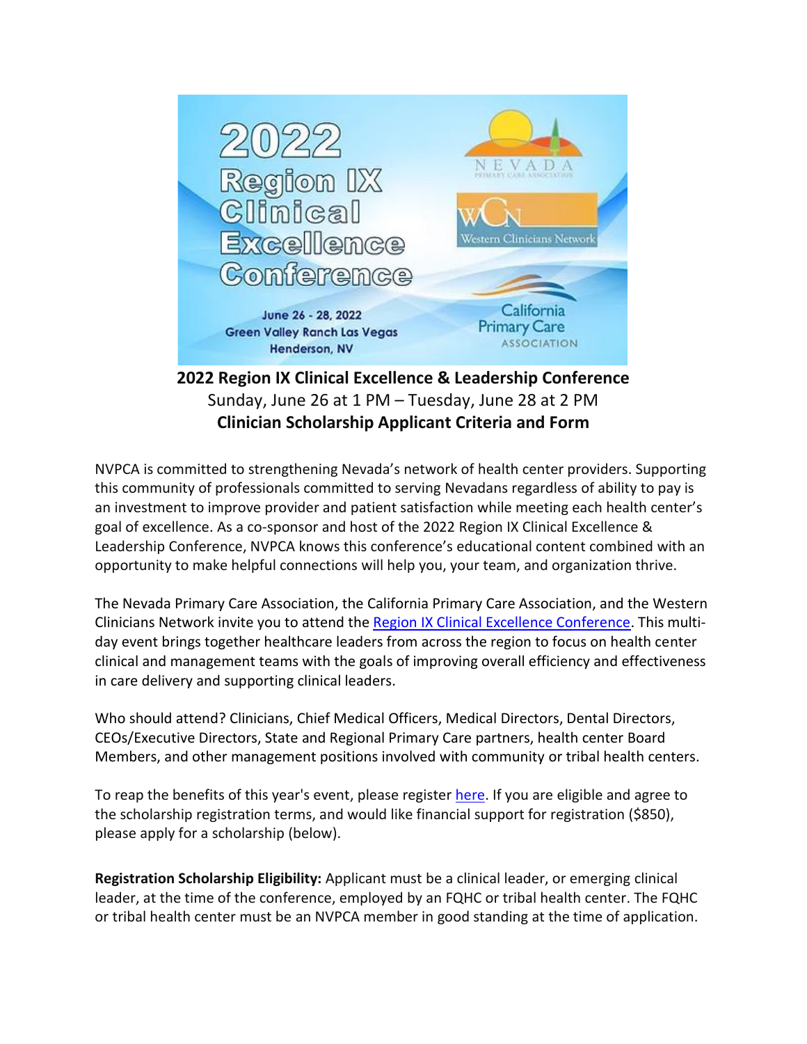2022 Region IX Clinical Excellence Conference

June 26 - 28, 2022
Green Valley Ranch Las Vegas
Henderson, NV

NEVADA PRIMARY CARE ASSOCIATION

Western Clinicians Network

California Primary Care ASSOCIATION

**2022 Region IX Clinical Excellence & Leadership Conference**
Sunday, June 26 at 1 PM – Tuesday, June 28 at 2 PM
**Clinician Scholarship Applicant Criteria and Form**

NVPCA is committed to strengthening Nevada's network of health center providers. Supporting this community of professionals committed to serving Nevadans regardless of ability to pay is an investment to improve provider and patient satisfaction while meeting each health center's goal of excellence. As a co-sponsor and host of the 2022 Region IX Clinical Excellence & Leadership Conference, NVPCA knows this conference's educational content combined with an opportunity to make helpful connections will help you, your team, and organization thrive.

The Nevada Primary Care Association, the California Primary Care Association, and the Western Clinicians Network invite you to attend the Region IX Clinical Excellence Conference. This multi-day event brings together healthcare leaders from across the region to focus on health center clinical and management teams with the goals of improving overall efficiency and effectiveness in care delivery and supporting clinical leaders.

Who should attend? Clinicians, Chief Medical Officers, Medical Directors, Dental Directors, CEOs/Executive Directors, State and Regional Primary Care partners, health center Board Members, and other management positions involved with community or tribal health centers.

To reap the benefits of this year's event, please register here. If you are eligible and agree to the scholarship registration terms, and would like financial support for registration ($850), please apply for a scholarship (below).

**Registration Scholarship Eligibility:** Applicant must be a clinical leader, or emerging clinical leader, at the time of the conference, employed by an FQHC or tribal health center. The FQHC or tribal health center must be an NVPCA member in good standing at the time of application.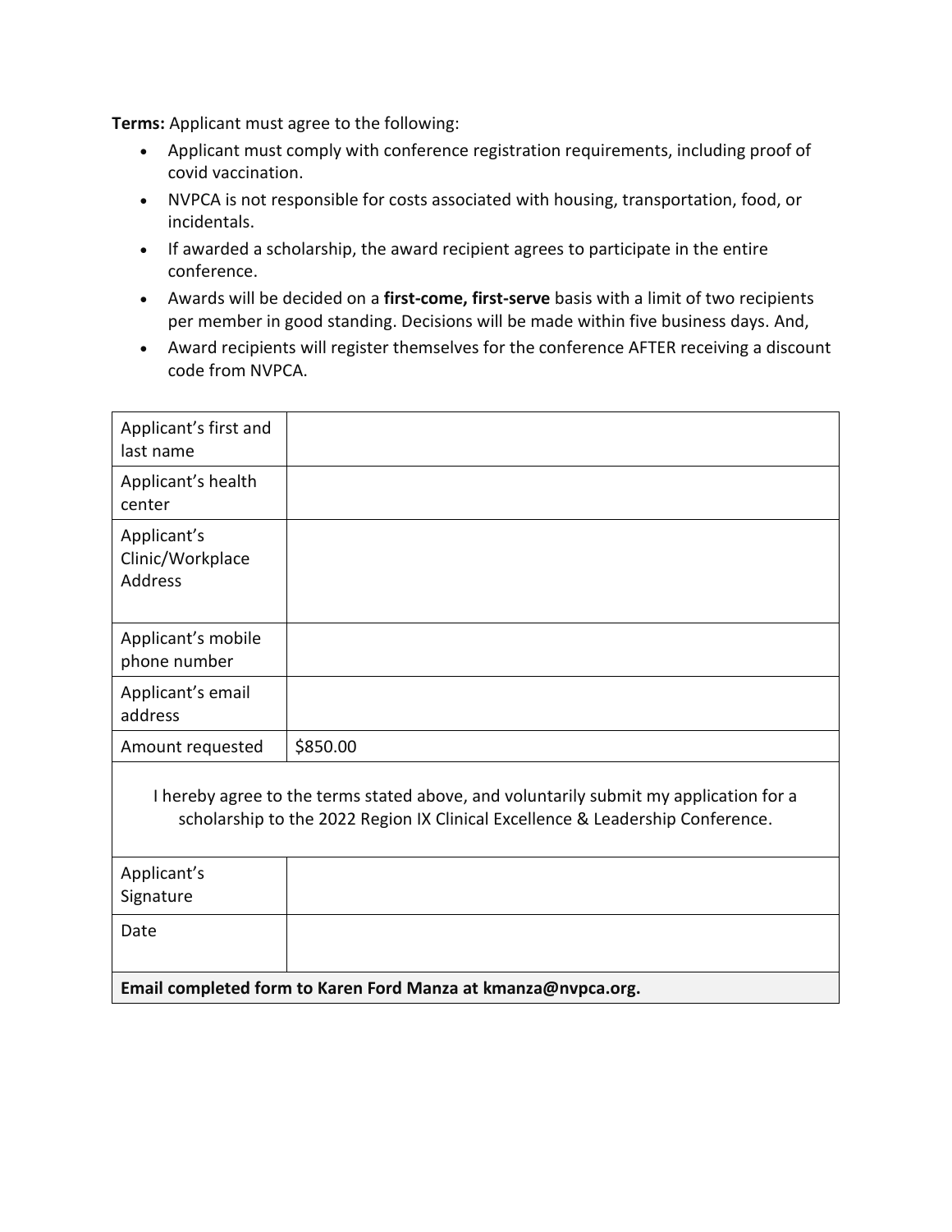**Terms:** Applicant must agree to the following:

- Applicant must comply with conference registration requirements, including proof of covid vaccination.
- NVPCA is not responsible for costs associated with housing, transportation, food, or incidentals.
- If awarded a scholarship, the award recipient agrees to participate in the entire conference.
- Awards will be decided on a **first-come, first-serve** basis with a limit of two recipients per member in good standing. Decisions will be made within five business days. And,
- Award recipients will register themselves for the conference AFTER receiving a discount code from NVPCA.

| | |
|---|---|
| Applicant's first and last name | |
| Applicant's health center | |
| Applicant's Clinic/Workplace Address | |
| Applicant's mobile phone number | |
| Applicant's email address | |
| Amount requested | $850.00 |

I hereby agree to the terms stated above, and voluntarily submit my application for a scholarship to the 2022 Region IX Clinical Excellence & Leadership Conference.

| | |
|---|---|
| Applicant's Signature | |
| Date | |

**Email completed form to Karen Ford Manza at kmanza@nvpca.org.**